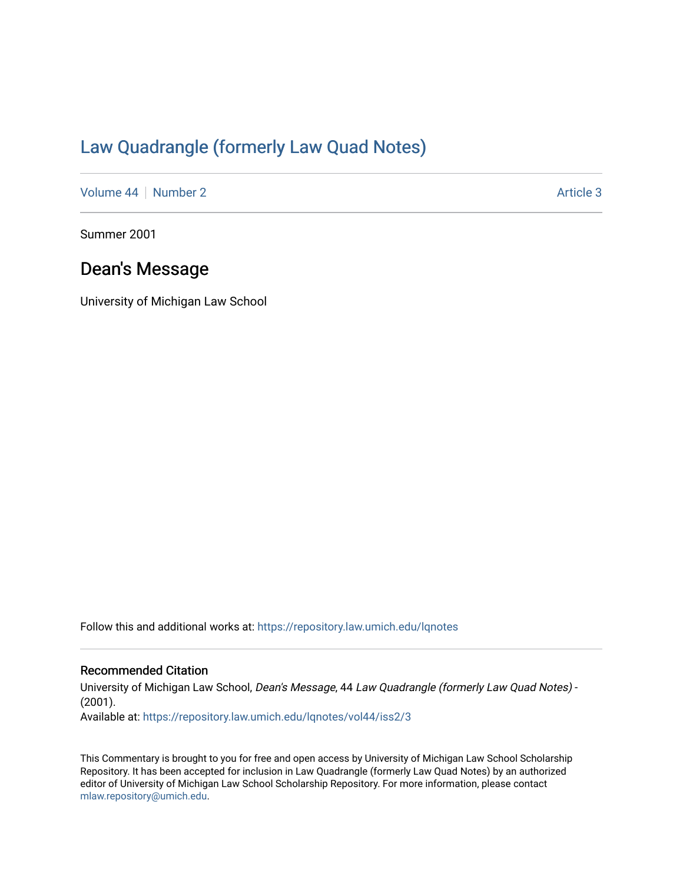# Law Quadrangle (formerly Law Quad Notes)

Volume 44 | Number 2 | Article 3

Summer 2001

## Dean's Message

University of Michigan Law School

Follow this and additional works at: https://repository.law.umich.edu/lqnotes

### Recommended Citation

University of Michigan Law School, *Dean's Message*, 44 *Law Quadrangle (formerly Law Quad Notes)* - (2001).

Available at: https://repository.law.umich.edu/lqnotes/vol44/iss2/3

This Commentary is brought to you for free and open access by University of Michigan Law School Scholarship Repository. It has been accepted for inclusion in Law Quadrangle (formerly Law Quad Notes) by an authorized editor of University of Michigan Law School Scholarship Repository. For more information, please contact mlaw.repository@umich.edu.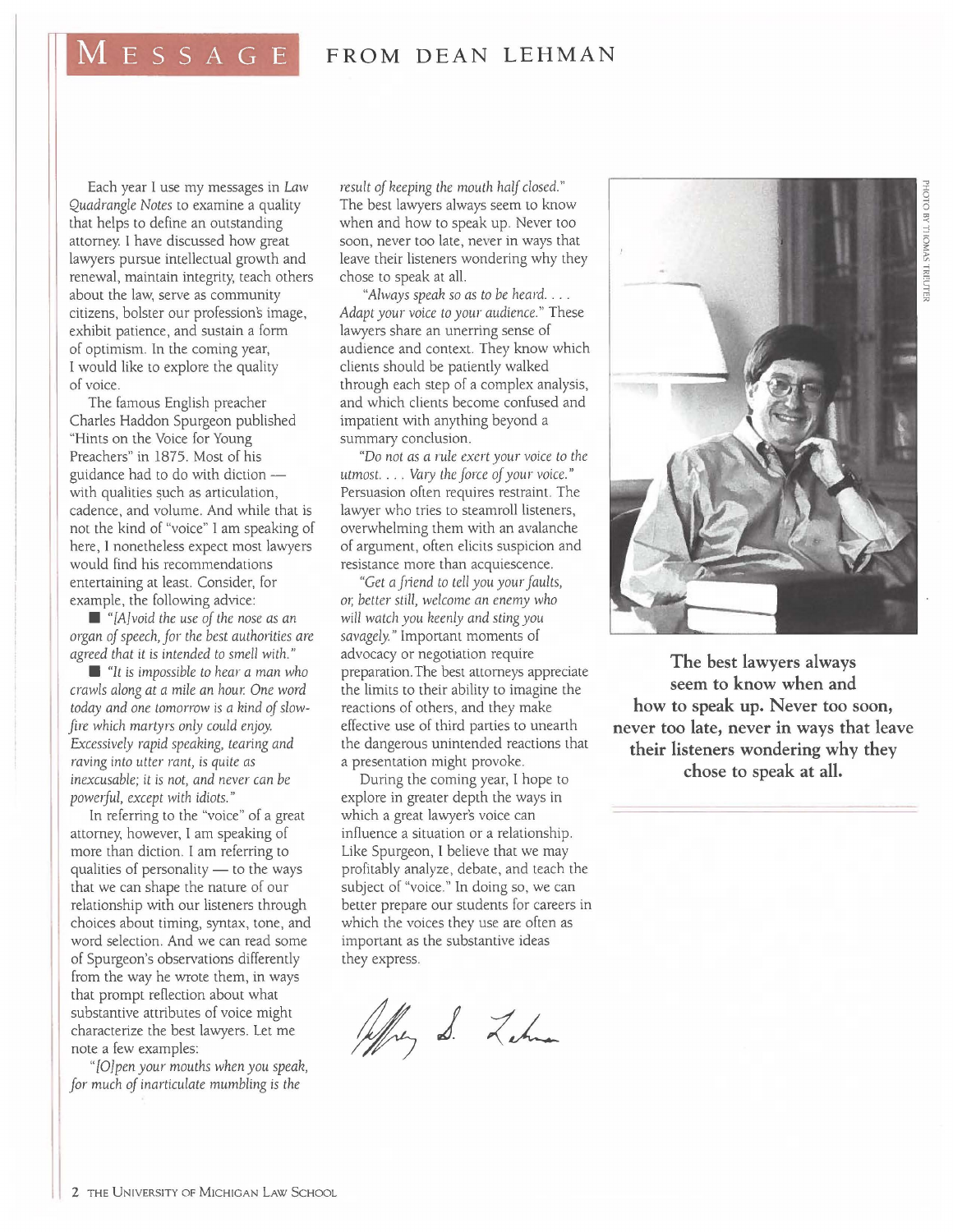# MESSAGE FROM DEAN LEHMAN

Each year I use my messages in *Law Quadrangle Notes* to examine a quality that helps to define an outstanding attorney. I have discussed how great lawyers pursue intellectual growth and renewal, maintain integrity, teach others about the law, serve as community citizens, bolster our profession's image, exhibit patience, and sustain a form of optimism. In the coming year, I would like to explore the quality of voice.

The famous English preacher Charles Haddon Spurgeon published "Hints on the Voice for Young Preachers" in 1875. Most of his guidance had to do with diction — with qualities such as articulation, cadence, and volume. And while that is not the kind of "voice" I am speaking of here, I nonetheless expect most lawyers would find his recommendations entertaining at least. Consider, for example, the following advice:

- *"[A]void the use of the nose as an organ of speech, for the best authorities are agreed that it is intended to smell with."*
- *"It is impossible to hear a man who crawls along at a mile an hour. One word today and one tomorrow is a kind of slow-fire which martyrs only could enjoy. Excessively rapid speaking, tearing and raving into utter rant, is quite as inexcusable; it is not, and never can be powerful, except with idiots."*

In referring to the "voice" of a great attorney, however, I am speaking of more than diction. I am referring to qualities of personality — to the ways that we can shape the nature of our relationship with our listeners through choices about timing, syntax, tone, and word selection. And we can read some of Spurgeon's observations differently from the way he wrote them, in ways that prompt reflection about what substantive attributes of voice might characterize the best lawyers. Let me note a few examples:

*"[O]pen your mouths when you speak, for much of inarticulate mumbling is the result of keeping the mouth half closed."* The best lawyers always seem to know when and how to speak up. Never too soon, never too late, never in ways that leave their listeners wondering why they chose to speak at all.

*"Always speak so as to be heard. . . . Adapt your voice to your audience."* These lawyers share an unerring sense of audience and context. They know which clients should be patiently walked through each step of a complex analysis, and which clients become confused and impatient with anything beyond a summary conclusion.

*"Do not as a rule exert your voice to the utmost. . . . Vary the force of your voice."* Persuasion often requires restraint. The lawyer who tries to steamroll listeners, overwhelming them with an avalanche of argument, often elicits suspicion and resistance more than acquiescence.

*"Get a friend to tell you your faults, or, better still, welcome an enemy who will watch you keenly and sting you savagely."* Important moments of advocacy or negotiation require preparation. The best attorneys appreciate the limits to their ability to imagine the reactions of others, and they make effective use of third parties to unearth the dangerous unintended reactions that a presentation might provoke.

During the coming year, I hope to explore in greater depth the ways in which a great lawyer's voice can influence a situation or a relationship. Like Spurgeon, I believe that we may profitably analyze, debate, and teach the subject of "voice." In doing so, we can better prepare our students for careers in which the voices they use are often as important as the substantive ideas they express.

Jeffrey S. Lehman

PHOTO BY THOMAS TREUTER

**The best lawyers always seem to know when and how to speak up. Never too soon, never too late, never in ways that leave their listeners wondering why they chose to speak at all.**